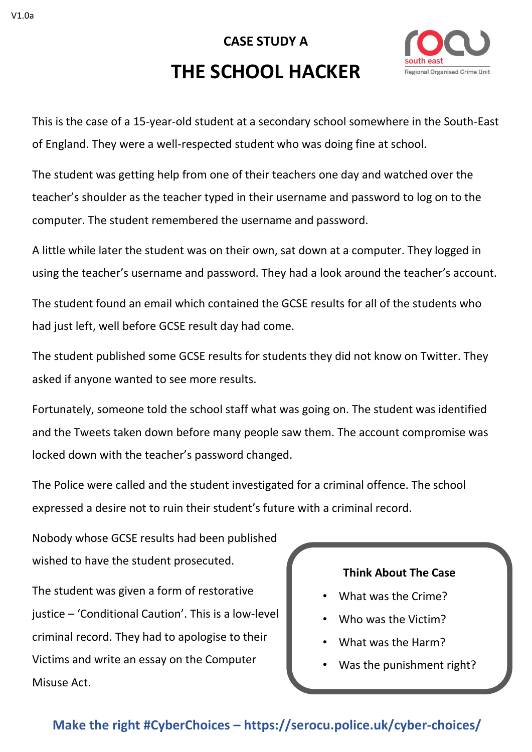V1.0a

## CASE STUDY A

# THE SCHOOL HACKER

This is the case of a 15-year-old student at a secondary school somewhere in the South-East of England. They were a well-respected student who was doing fine at school.

The student was getting help from one of their teachers one day and watched over the teacher's shoulder as the teacher typed in their username and password to log on to the computer. The student remembered the username and password.

A little while later the student was on their own, sat down at a computer. They logged in using the teacher's username and password. They had a look around the teacher's account.

The student found an email which contained the GCSE results for all of the students who had just left, well before GCSE result day had come.

The student published some GCSE results for students they did not know on Twitter. They asked if anyone wanted to see more results.

Fortunately, someone told the school staff what was going on. The student was identified and the Tweets taken down before many people saw them. The account compromise was locked down with the teacher's password changed.

The Police were called and the student investigated for a criminal offence. The school expressed a desire not to ruin their student's future with a criminal record.

Nobody whose GCSE results had been published wished to have the student prosecuted.

The student was given a form of restorative justice – 'Conditional Caution'. This is a low-level criminal record. They had to apologise to their Victims and write an essay on the Computer Misuse Act.

**Think About The Case**

- What was the Crime?
- Who was the Victim?
- What was the Harm?
- Was the punishment right?

**Make the right #CyberChoices – https://serocu.police.uk/cyber-choices/**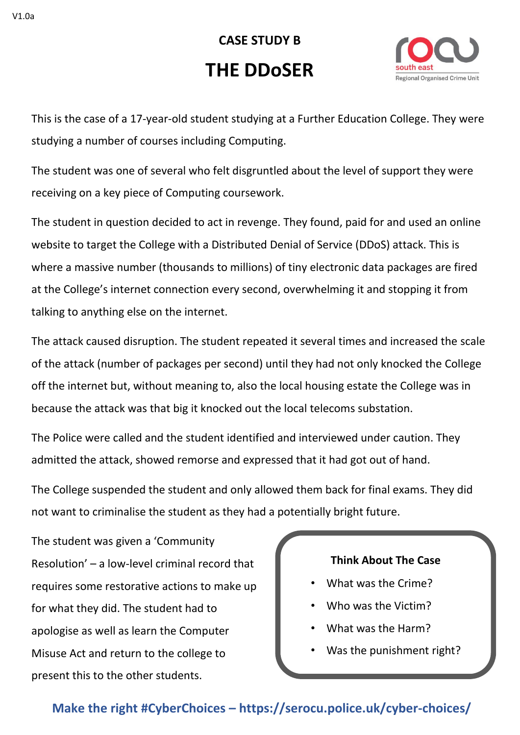V1.0a

## CASE STUDY B

# THE DDoSER

south east
Regional Organised Crime Unit

This is the case of a 17-year-old student studying at a Further Education College. They were studying a number of courses including Computing.

The student was one of several who felt disgruntled about the level of support they were receiving on a key piece of Computing coursework.

The student in question decided to act in revenge. They found, paid for and used an online website to target the College with a Distributed Denial of Service (DDoS) attack. This is where a massive number (thousands to millions) of tiny electronic data packages are fired at the College's internet connection every second, overwhelming it and stopping it from talking to anything else on the internet.

The attack caused disruption. The student repeated it several times and increased the scale of the attack (number of packages per second) until they had not only knocked the College off the internet but, without meaning to, also the local housing estate the College was in because the attack was that big it knocked out the local telecoms substation.

The Police were called and the student identified and interviewed under caution. They admitted the attack, showed remorse and expressed that it had got out of hand.

The College suspended the student and only allowed them back for final exams. They did not want to criminalise the student as they had a potentially bright future.

The student was given a 'Community Resolution' – a low-level criminal record that requires some restorative actions to make up for what they did. The student had to apologise as well as learn the Computer Misuse Act and return to the college to present this to the other students.

**Think About The Case**

- What was the Crime?
- Who was the Victim?
- What was the Harm?
- Was the punishment right?

**Make the right #CyberChoices – https://serocu.police.uk/cyber-choices/**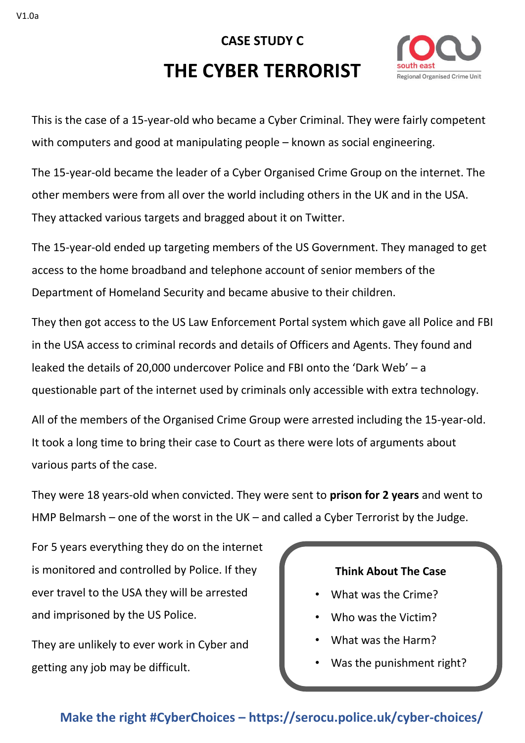## CASE STUDY C

# THE CYBER TERRORIST

This is the case of a 15-year-old who became a Cyber Criminal. They were fairly competent with computers and good at manipulating people – known as social engineering.

The 15-year-old became the leader of a Cyber Organised Crime Group on the internet. The other members were from all over the world including others in the UK and in the USA. They attacked various targets and bragged about it on Twitter.

The 15-year-old ended up targeting members of the US Government. They managed to get access to the home broadband and telephone account of senior members of the Department of Homeland Security and became abusive to their children.

They then got access to the US Law Enforcement Portal system which gave all Police and FBI in the USA access to criminal records and details of Officers and Agents. They found and leaked the details of 20,000 undercover Police and FBI onto the 'Dark Web' – a questionable part of the internet used by criminals only accessible with extra technology.

All of the members of the Organised Crime Group were arrested including the 15-year-old. It took a long time to bring their case to Court as there were lots of arguments about various parts of the case.

They were 18 years-old when convicted. They were sent to **prison for 2 years** and went to HMP Belmarsh – one of the worst in the UK – and called a Cyber Terrorist by the Judge.

For 5 years everything they do on the internet is monitored and controlled by Police. If they ever travel to the USA they will be arrested and imprisoned by the US Police.

They are unlikely to ever work in Cyber and getting any job may be difficult.

**Think About The Case**

- What was the Crime?
- Who was the Victim?
- What was the Harm?
- Was the punishment right?

**Make the right #CyberChoices – https://serocu.police.uk/cyber-choices/**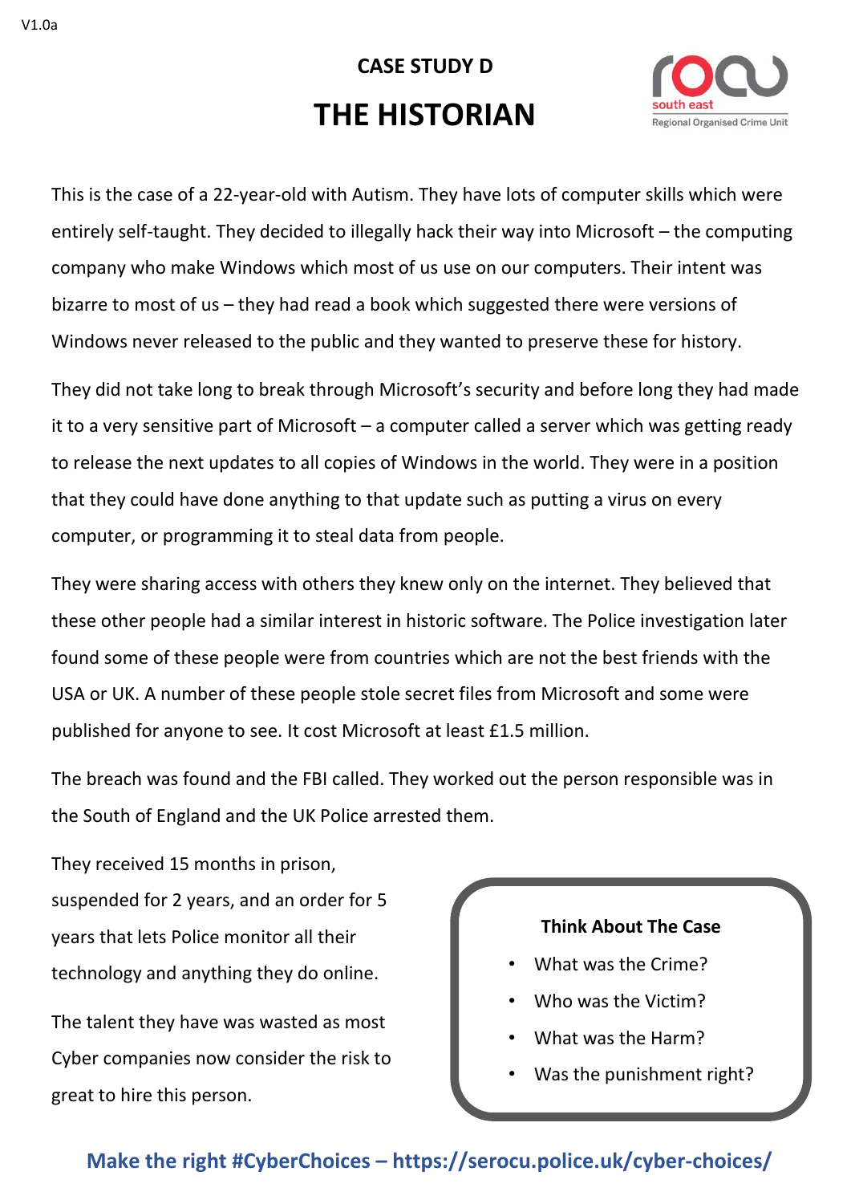## CASE STUDY D

# THE HISTORIAN

This is the case of a 22-year-old with Autism. They have lots of computer skills which were entirely self-taught. They decided to illegally hack their way into Microsoft – the computing company who make Windows which most of us use on our computers. Their intent was bizarre to most of us – they had read a book which suggested there were versions of Windows never released to the public and they wanted to preserve these for history.

They did not take long to break through Microsoft's security and before long they had made it to a very sensitive part of Microsoft – a computer called a server which was getting ready to release the next updates to all copies of Windows in the world. They were in a position that they could have done anything to that update such as putting a virus on every computer, or programming it to steal data from people.

They were sharing access with others they knew only on the internet. They believed that these other people had a similar interest in historic software. The Police investigation later found some of these people were from countries which are not the best friends with the USA or UK. A number of these people stole secret files from Microsoft and some were published for anyone to see. It cost Microsoft at least £1.5 million.

The breach was found and the FBI called. They worked out the person responsible was in the South of England and the UK Police arrested them.

They received 15 months in prison, suspended for 2 years, and an order for 5 years that lets Police monitor all their technology and anything they do online.

The talent they have was wasted as most Cyber companies now consider the risk to great to hire this person.

**Think About The Case**

- What was the Crime?
- Who was the Victim?
- What was the Harm?
- Was the punishment right?

**Make the right #CyberChoices – https://serocu.police.uk/cyber-choices/**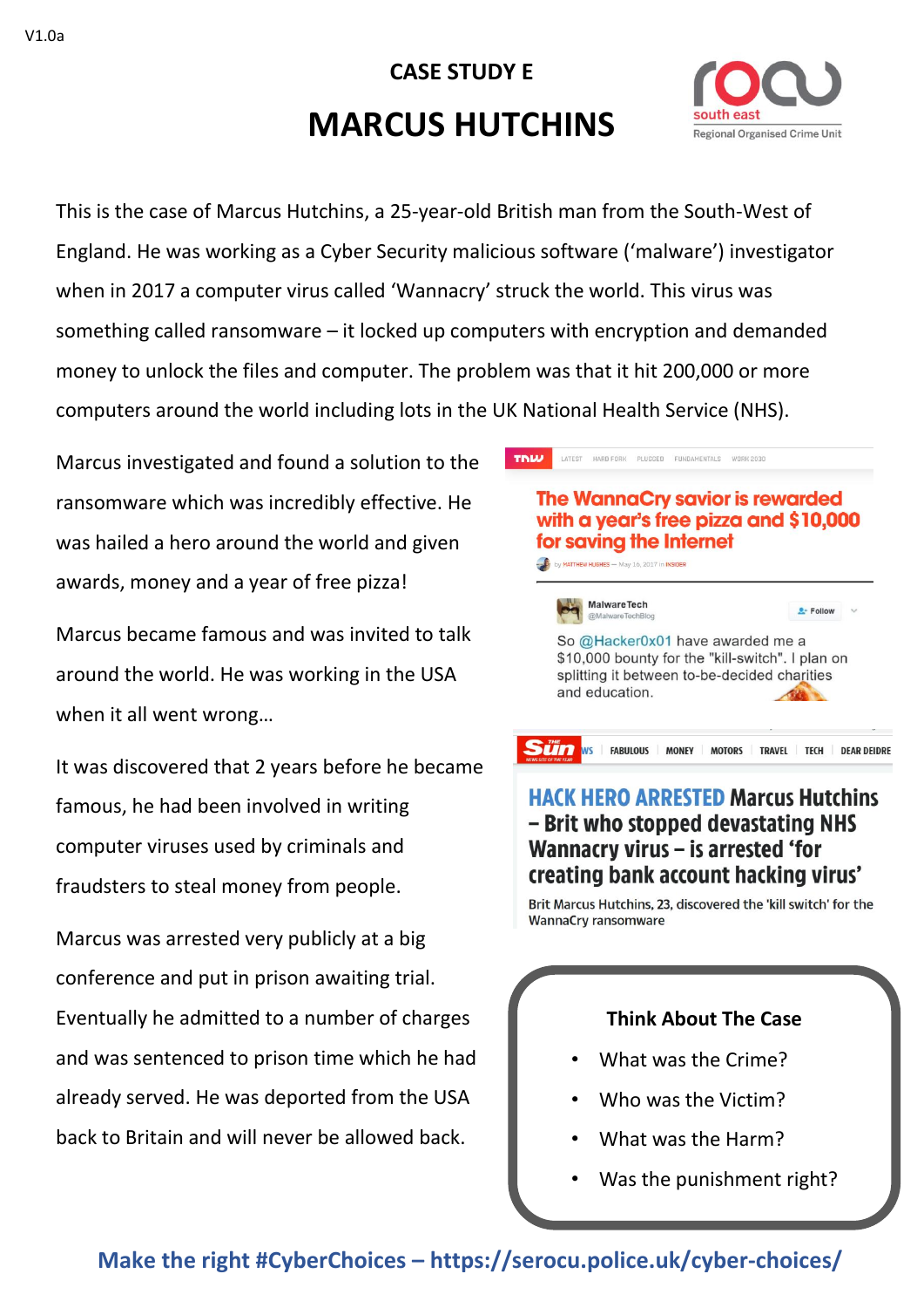V1.0a

## CASE STUDY E

# MARCUS HUTCHINS

south east
Regional Organised Crime Unit

This is the case of Marcus Hutchins, a 25-year-old British man from the South-West of England. He was working as a Cyber Security malicious software ('malware') investigator when in 2017 a computer virus called 'Wannacry' struck the world. This virus was something called ransomware – it locked up computers with encryption and demanded money to unlock the files and computer. The problem was that it hit 200,000 or more computers around the world including lots in the UK National Health Service (NHS).

Marcus investigated and found a solution to the ransomware which was incredibly effective. He was hailed a hero around the world and given awards, money and a year of free pizza!

Marcus became famous and was invited to talk around the world. He was working in the USA when it all went wrong…

It was discovered that 2 years before he became famous, he had been involved in writing computer viruses used by criminals and fraudsters to steal money from people.

Marcus was arrested very publicly at a big conference and put in prison awaiting trial. Eventually he admitted to a number of charges and was sentenced to prison time which he had already served. He was deported from the USA back to Britain and will never be allowed back.

TNW | LATEST | HARD FORK | PLUGGED | FUNDAMENTALS | WORK 2030

**The WannaCry savior is rewarded with a year's free pizza and $10,000 for saving the Internet**

by MATTHEW HUGHES — May 16, 2017 in INSIDER

MalwareTech
@MalwareTechBlog
Follow

So @Hacker0x01 have awarded me a $10,000 bounty for the "kill-switch". I plan on splitting it between to-be-decided charities and education.

The Sun | NEWS | FABULOUS | MONEY | MOTORS | TRAVEL | TECH | DEAR DEIDRE

**HACK HERO ARRESTED Marcus Hutchins – Brit who stopped devastating NHS Wannacry virus – is arrested 'for creating bank account hacking virus'**

Brit Marcus Hutchins, 23, discovered the 'kill switch' for the WannaCry ransomware

**Think About The Case**

- What was the Crime?
- Who was the Victim?
- What was the Harm?
- Was the punishment right?

**Make the right #CyberChoices – https://serocu.police.uk/cyber-choices/**